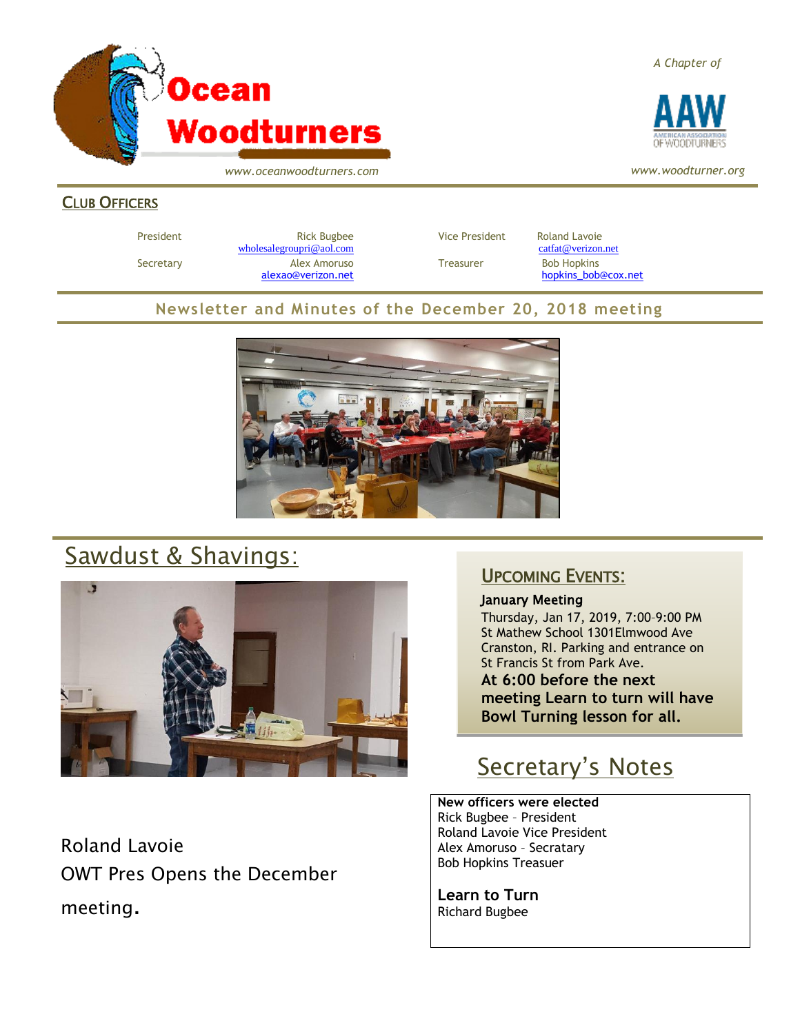# Ocean Woodturners

*www.oceanwoodturners.com*

*A Chapter of*

AAW — American Association of Woodturners

*www.woodturner.org*

## Club Officers

| | | | |
|---|---|---|---|
| President | Rick Bugbee wholesalegroupri@aol.com | Vice President | Roland Lavoie catfat@verizon.net |
| Secretary | Alex Amoruso alexao@verizon.net | Treasurer | Bob Hopkins hopkins_bob@cox.net |

## Newsletter and Minutes of the December 20, 2018 meeting

## Sawdust & Shavings:

Roland Lavoie
OWT Pres Opens the December meeting.

## Upcoming Events:

**January Meeting**
Thursday, Jan 17, 2019, 7:00–9:00 PM
St Mathew School 1301Elmwood Ave
Cranston, RI. Parking and entrance on St Francis St from Park Ave.

**At 6:00 before the next meeting Learn to turn will have Bowl Turning lesson for all.**

## Secretary's Notes

**New officers were elected**
Rick Bugbee – President
Roland Lavoie Vice President
Alex Amoruso – Secratary
Bob Hopkins Treasuer

**Learn to Turn**
Richard Bugbee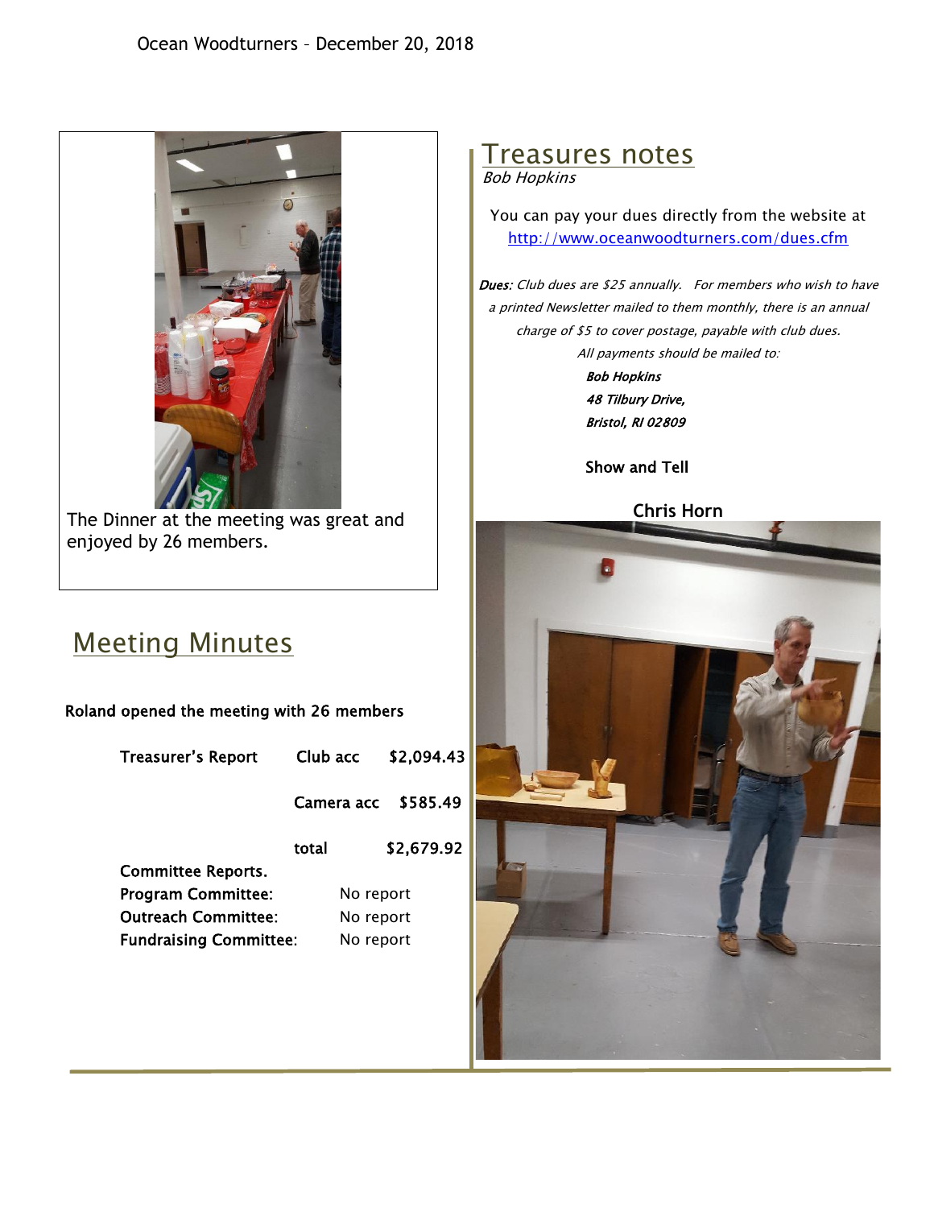The Dinner at the meeting was great and enjoyed by 26 members.

## Meeting Minutes

**Roland opened the meeting with 26 members**

| | | |
|---|---|---|
| **Treasurer's Report** | **Club acc** | **$2,094.43** |
| | **Camera acc** | **$585.49** |
| | **total** | **$2,679.92** |

**Committee Reports.**

**Program Committee:** No report

**Outreach Committee:** No report

**Fundraising Committee:** No report

## Treasures notes

*Bob Hopkins*

You can pay your dues directly from the website at http://www.oceanwoodturners.com/dues.cfm

***Dues:*** *Club dues are $25 annually. For members who wish to have a printed Newsletter mailed to them monthly, there is an annual charge of $5 to cover postage, payable with club dues.*

*All payments should be mailed to:*

***Bob Hopkins***
***48 Tilbury Drive,***
***Bristol, RI 02809***

**Show and Tell**

**Chris Horn**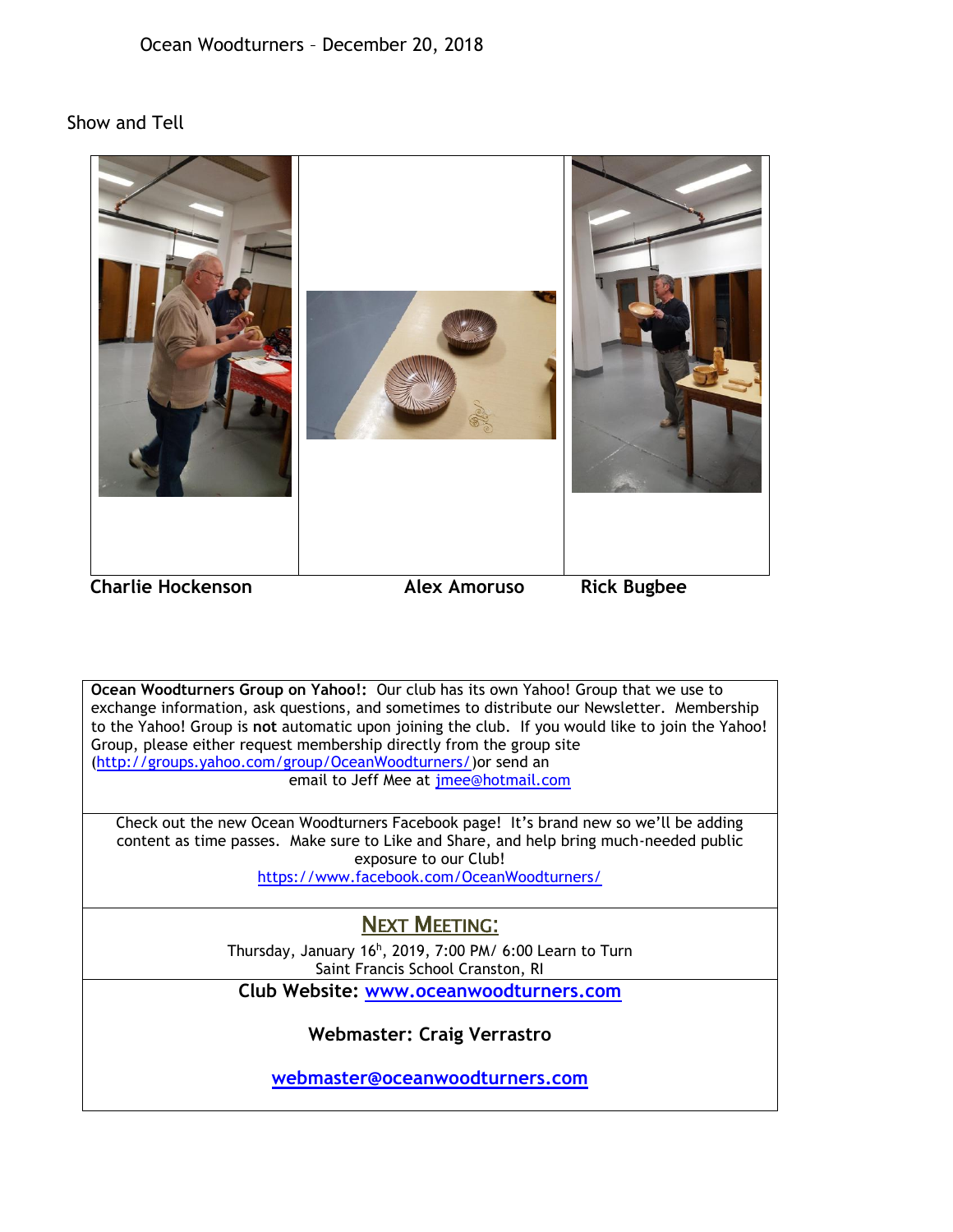Ocean Woodturners – December 20, 2018

Show and Tell

| Charlie Hockenson | Alex Amoruso | Rick Bugbee |
|---|---|---|

**Ocean Woodturners Group on Yahoo!:** Our club has its own Yahoo! Group that we use to exchange information, ask questions, and sometimes to distribute our Newsletter. Membership to the Yahoo! Group is **not** automatic upon joining the club. If you would like to join the Yahoo! Group, please either request membership directly from the group site (http://groups.yahoo.com/group/OceanWoodturners/)or send an email to Jeff Mee at jmee@hotmail.com

Check out the new Ocean Woodturners Facebook page! It's brand new so we'll be adding content as time passes. Make sure to Like and Share, and help bring much-needed public exposure to our Club!
https://www.facebook.com/OceanWoodturners/

## NEXT MEETING:

Thursday, January 16h, 2019, 7:00 PM/ 6:00 Learn to Turn
Saint Francis School Cranston, RI

**Club Website: www.oceanwoodturners.com**

**Webmaster: Craig Verrastro**

**webmaster@oceanwoodturners.com**